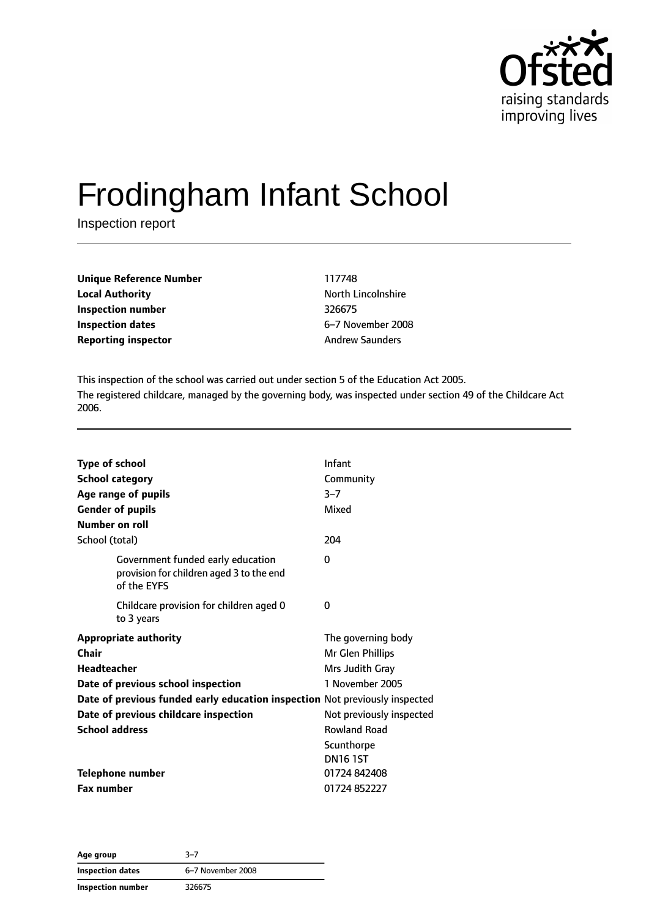# Frodingham Infant School

Inspection report

| | |
|---|---|
| **Unique Reference Number** | 117748 |
| **Local Authority** | North Lincolnshire |
| **Inspection number** | 326675 |
| **Inspection dates** | 6–7 November 2008 |
| **Reporting inspector** | Andrew Saunders |

This inspection of the school was carried out under section 5 of the Education Act 2005.

The registered childcare, managed by the governing body, was inspected under section 49 of the Childcare Act 2006.

| | |
|---|---|
| **Type of school** | Infant |
| **School category** | Community |
| **Age range of pupils** | 3–7 |
| **Gender of pupils** | Mixed |
| **Number on roll** | |
| School (total) | 204 |
| Government funded early education provision for children aged 3 to the end of the EYFS | 0 |
| Childcare provision for children aged 0 to 3 years | 0 |
| **Appropriate authority** | The governing body |
| **Chair** | Mr Glen Phillips |
| **Headteacher** | Mrs Judith Gray |
| **Date of previous school inspection** | 1 November 2005 |
| **Date of previous funded early education inspection** | Not previously inspected |
| **Date of previous childcare inspection** | Not previously inspected |
| **School address** | Rowland Road<br>Scunthorpe<br>DN16 1ST |
| **Telephone number** | 01724 842408 |
| **Fax number** | 01724 852227 |

| | |
|---|---|
| **Age group** | 3–7 |
| **Inspection dates** | 6–7 November 2008 |
| **Inspection number** | 326675 |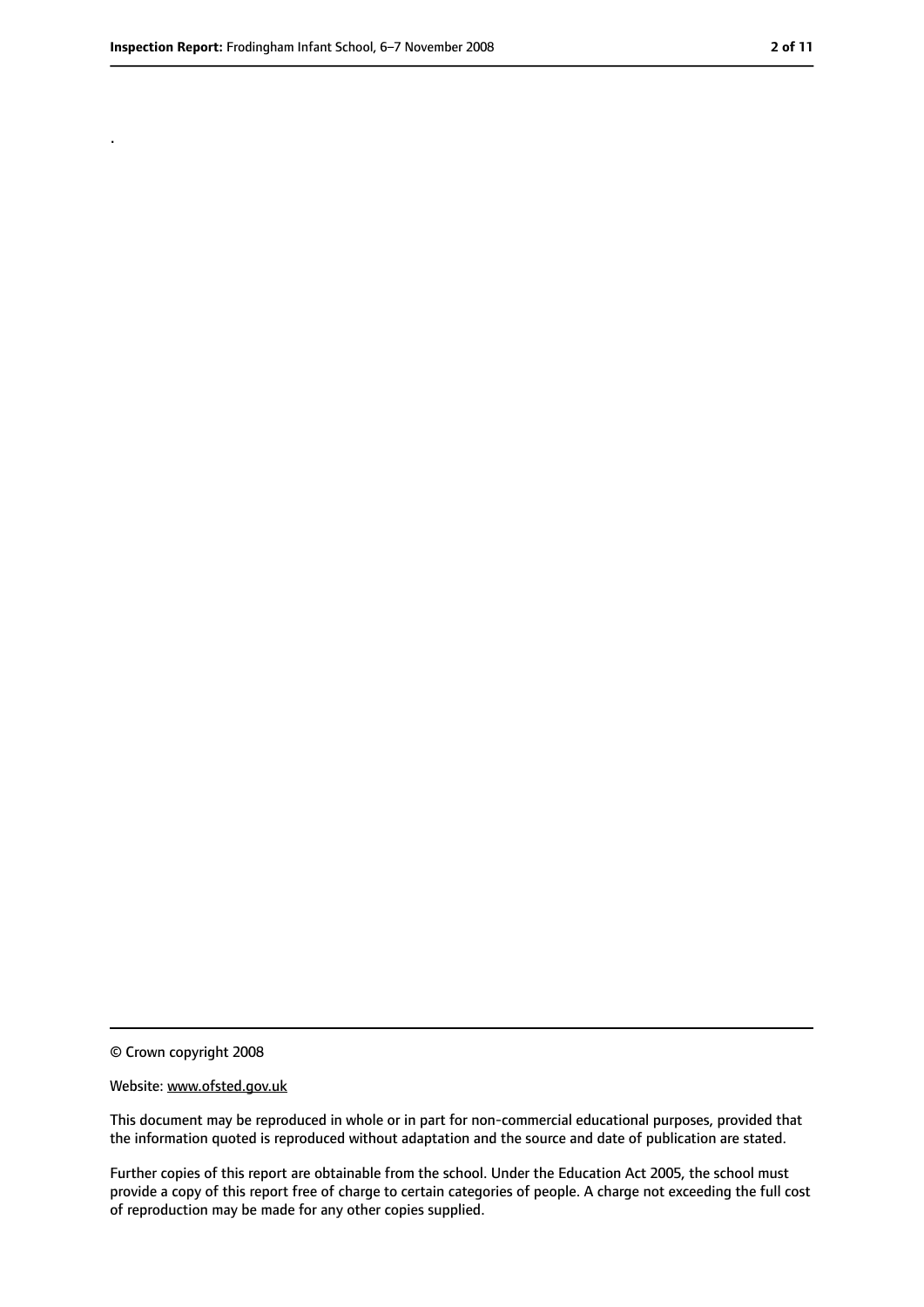.

© Crown copyright 2008

Website: www.ofsted.gov.uk

This document may be reproduced in whole or in part for non-commercial educational purposes, provided that the information quoted is reproduced without adaptation and the source and date of publication are stated.

Further copies of this report are obtainable from the school. Under the Education Act 2005, the school must provide a copy of this report free of charge to certain categories of people. A charge not exceeding the full cost of reproduction may be made for any other copies supplied.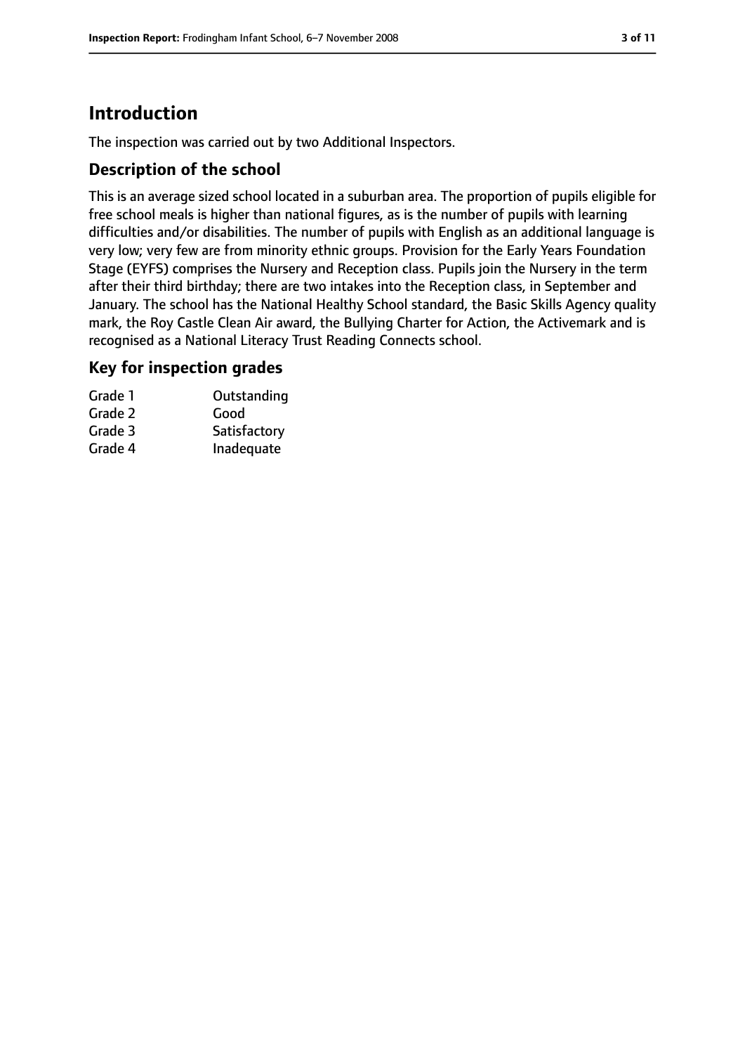# Introduction

The inspection was carried out by two Additional Inspectors.

## Description of the school

This is an average sized school located in a suburban area. The proportion of pupils eligible for free school meals is higher than national figures, as is the number of pupils with learning difficulties and/or disabilities. The number of pupils with English as an additional language is very low; very few are from minority ethnic groups. Provision for the Early Years Foundation Stage (EYFS) comprises the Nursery and Reception class. Pupils join the Nursery in the term after their third birthday; there are two intakes into the Reception class, in September and January. The school has the National Healthy School standard, the Basic Skills Agency quality mark, the Roy Castle Clean Air award, the Bullying Charter for Action, the Activemark and is recognised as a National Literacy Trust Reading Connects school.

## Key for inspection grades

| | |
|---|---|
| Grade 1 | Outstanding |
| Grade 2 | Good |
| Grade 3 | Satisfactory |
| Grade 4 | Inadequate |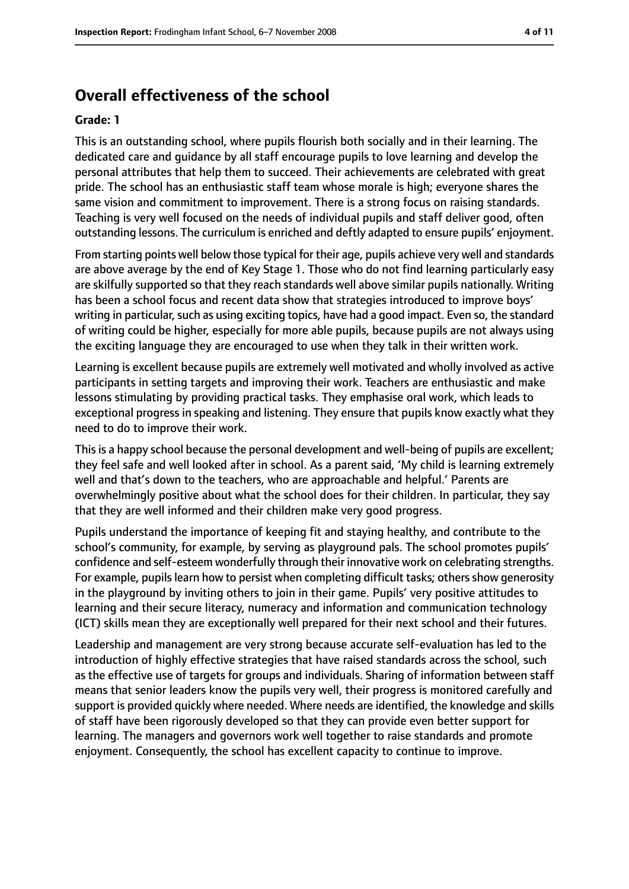## Overall effectiveness of the school

**Grade: 1**

This is an outstanding school, where pupils flourish both socially and in their learning. The dedicated care and guidance by all staff encourage pupils to love learning and develop the personal attributes that help them to succeed. Their achievements are celebrated with great pride. The school has an enthusiastic staff team whose morale is high; everyone shares the same vision and commitment to improvement. There is a strong focus on raising standards. Teaching is very well focused on the needs of individual pupils and staff deliver good, often outstanding lessons. The curriculum is enriched and deftly adapted to ensure pupils' enjoyment.

From starting points well below those typical for their age, pupils achieve very well and standards are above average by the end of Key Stage 1. Those who do not find learning particularly easy are skilfully supported so that they reach standards well above similar pupils nationally. Writing has been a school focus and recent data show that strategies introduced to improve boys' writing in particular, such as using exciting topics, have had a good impact. Even so, the standard of writing could be higher, especially for more able pupils, because pupils are not always using the exciting language they are encouraged to use when they talk in their written work.

Learning is excellent because pupils are extremely well motivated and wholly involved as active participants in setting targets and improving their work. Teachers are enthusiastic and make lessons stimulating by providing practical tasks. They emphasise oral work, which leads to exceptional progress in speaking and listening. They ensure that pupils know exactly what they need to do to improve their work.

This is a happy school because the personal development and well-being of pupils are excellent; they feel safe and well looked after in school. As a parent said, 'My child is learning extremely well and that's down to the teachers, who are approachable and helpful.' Parents are overwhelmingly positive about what the school does for their children. In particular, they say that they are well informed and their children make very good progress.

Pupils understand the importance of keeping fit and staying healthy, and contribute to the school's community, for example, by serving as playground pals. The school promotes pupils' confidence and self-esteem wonderfully through their innovative work on celebrating strengths. For example, pupils learn how to persist when completing difficult tasks; others show generosity in the playground by inviting others to join in their game. Pupils' very positive attitudes to learning and their secure literacy, numeracy and information and communication technology (ICT) skills mean they are exceptionally well prepared for their next school and their futures.

Leadership and management are very strong because accurate self-evaluation has led to the introduction of highly effective strategies that have raised standards across the school, such as the effective use of targets for groups and individuals. Sharing of information between staff means that senior leaders know the pupils very well, their progress is monitored carefully and support is provided quickly where needed. Where needs are identified, the knowledge and skills of staff have been rigorously developed so that they can provide even better support for learning. The managers and governors work well together to raise standards and promote enjoyment. Consequently, the school has excellent capacity to continue to improve.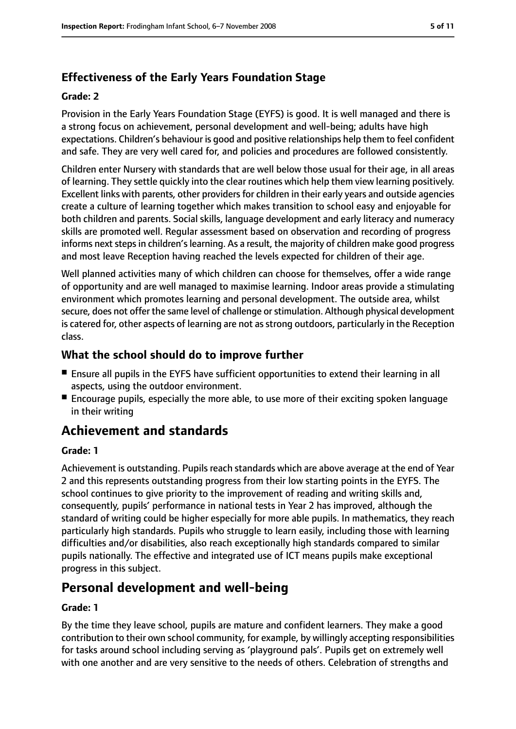### Effectiveness of the Early Years Foundation Stage

**Grade: 2**

Provision in the Early Years Foundation Stage (EYFS) is good. It is well managed and there is a strong focus on achievement, personal development and well-being; adults have high expectations. Children's behaviour is good and positive relationships help them to feel confident and safe. They are very well cared for, and policies and procedures are followed consistently.

Children enter Nursery with standards that are well below those usual for their age, in all areas of learning. They settle quickly into the clear routines which help them view learning positively. Excellent links with parents, other providers for children in their early years and outside agencies create a culture of learning together which makes transition to school easy and enjoyable for both children and parents. Social skills, language development and early literacy and numeracy skills are promoted well. Regular assessment based on observation and recording of progress informs next steps in children's learning. As a result, the majority of children make good progress and most leave Reception having reached the levels expected for children of their age.

Well planned activities many of which children can choose for themselves, offer a wide range of opportunity and are well managed to maximise learning. Indoor areas provide a stimulating environment which promotes learning and personal development. The outside area, whilst secure, does not offer the same level of challenge or stimulation. Although physical development is catered for, other aspects of learning are not as strong outdoors, particularly in the Reception class.

### What the school should do to improve further

- Ensure all pupils in the EYFS have sufficient opportunities to extend their learning in all aspects, using the outdoor environment.
- Encourage pupils, especially the more able, to use more of their exciting spoken language in their writing

## Achievement and standards

**Grade: 1**

Achievement is outstanding. Pupils reach standards which are above average at the end of Year 2 and this represents outstanding progress from their low starting points in the EYFS. The school continues to give priority to the improvement of reading and writing skills and, consequently, pupils' performance in national tests in Year 2 has improved, although the standard of writing could be higher especially for more able pupils. In mathematics, they reach particularly high standards. Pupils who struggle to learn easily, including those with learning difficulties and/or disabilities, also reach exceptionally high standards compared to similar pupils nationally. The effective and integrated use of ICT means pupils make exceptional progress in this subject.

## Personal development and well-being

**Grade: 1**

By the time they leave school, pupils are mature and confident learners. They make a good contribution to their own school community, for example, by willingly accepting responsibilities for tasks around school including serving as 'playground pals'. Pupils get on extremely well with one another and are very sensitive to the needs of others. Celebration of strengths and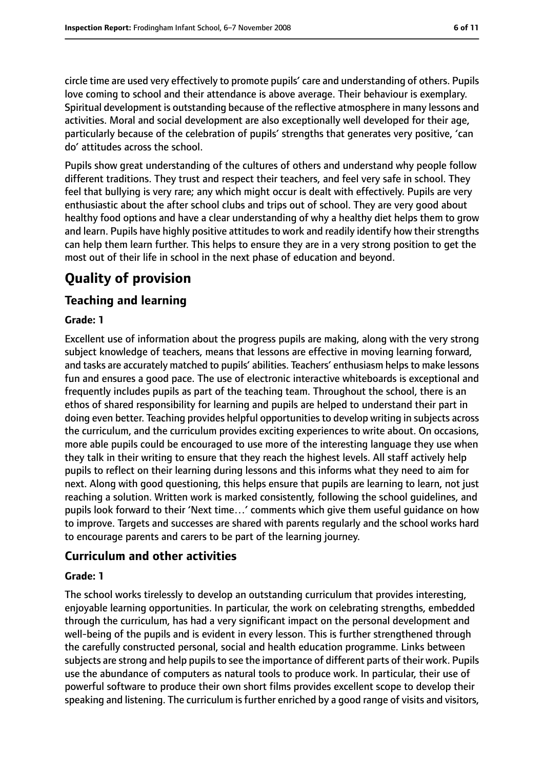circle time are used very effectively to promote pupils' care and understanding of others. Pupils love coming to school and their attendance is above average. Their behaviour is exemplary. Spiritual development is outstanding because of the reflective atmosphere in many lessons and activities. Moral and social development are also exceptionally well developed for their age, particularly because of the celebration of pupils' strengths that generates very positive, 'can do' attitudes across the school.

Pupils show great understanding of the cultures of others and understand why people follow different traditions. They trust and respect their teachers, and feel very safe in school. They feel that bullying is very rare; any which might occur is dealt with effectively. Pupils are very enthusiastic about the after school clubs and trips out of school. They are very good about healthy food options and have a clear understanding of why a healthy diet helps them to grow and learn. Pupils have highly positive attitudes to work and readily identify how their strengths can help them learn further. This helps to ensure they are in a very strong position to get the most out of their life in school in the next phase of education and beyond.

# Quality of provision

## Teaching and learning

**Grade: 1**

Excellent use of information about the progress pupils are making, along with the very strong subject knowledge of teachers, means that lessons are effective in moving learning forward, and tasks are accurately matched to pupils' abilities. Teachers' enthusiasm helps to make lessons fun and ensures a good pace. The use of electronic interactive whiteboards is exceptional and frequently includes pupils as part of the teaching team. Throughout the school, there is an ethos of shared responsibility for learning and pupils are helped to understand their part in doing even better. Teaching provides helpful opportunities to develop writing in subjects across the curriculum, and the curriculum provides exciting experiences to write about. On occasions, more able pupils could be encouraged to use more of the interesting language they use when they talk in their writing to ensure that they reach the highest levels. All staff actively help pupils to reflect on their learning during lessons and this informs what they need to aim for next. Along with good questioning, this helps ensure that pupils are learning to learn, not just reaching a solution. Written work is marked consistently, following the school guidelines, and pupils look forward to their 'Next time…' comments which give them useful guidance on how to improve. Targets and successes are shared with parents regularly and the school works hard to encourage parents and carers to be part of the learning journey.

## Curriculum and other activities

**Grade: 1**

The school works tirelessly to develop an outstanding curriculum that provides interesting, enjoyable learning opportunities. In particular, the work on celebrating strengths, embedded through the curriculum, has had a very significant impact on the personal development and well-being of the pupils and is evident in every lesson. This is further strengthened through the carefully constructed personal, social and health education programme. Links between subjects are strong and help pupils to see the importance of different parts of their work. Pupils use the abundance of computers as natural tools to produce work. In particular, their use of powerful software to produce their own short films provides excellent scope to develop their speaking and listening. The curriculum is further enriched by a good range of visits and visitors,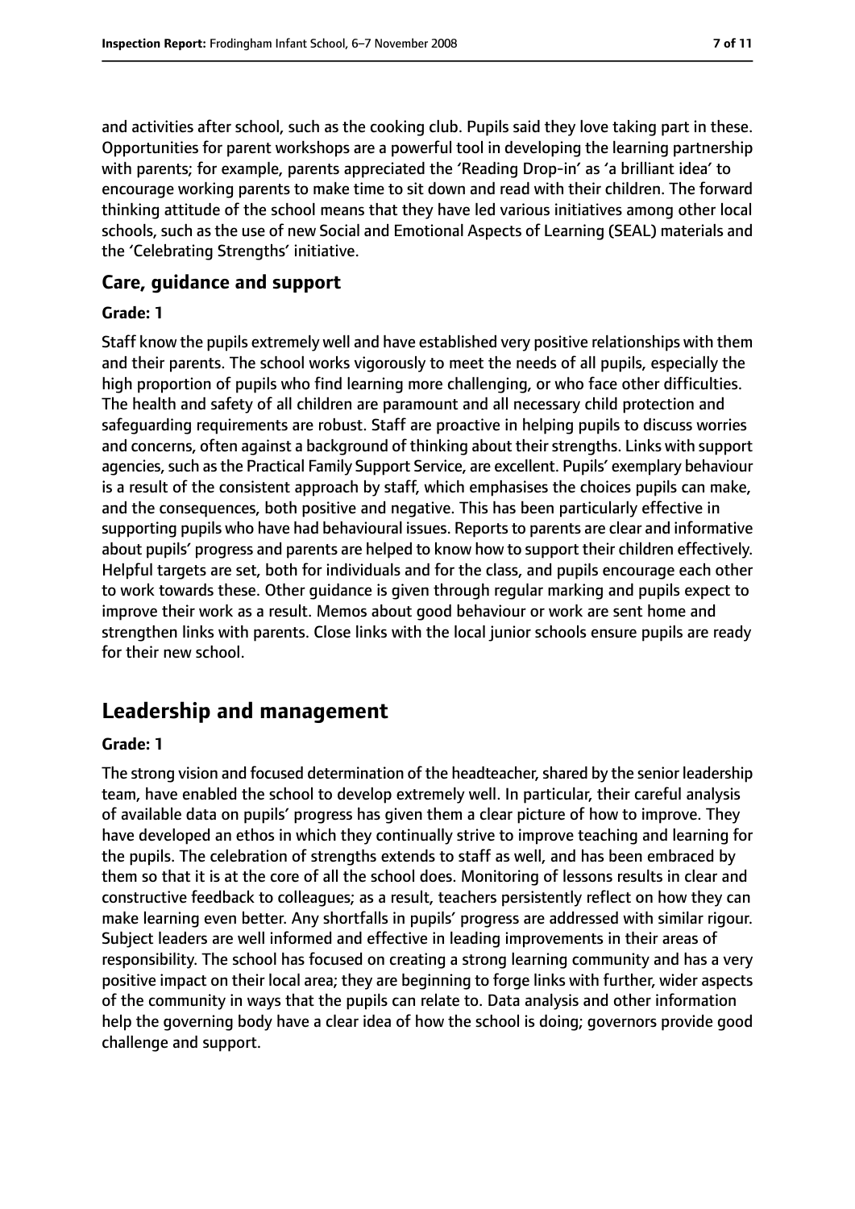and activities after school, such as the cooking club. Pupils said they love taking part in these. Opportunities for parent workshops are a powerful tool in developing the learning partnership with parents; for example, parents appreciated the 'Reading Drop-in' as 'a brilliant idea' to encourage working parents to make time to sit down and read with their children. The forward thinking attitude of the school means that they have led various initiatives among other local schools, such as the use of new Social and Emotional Aspects of Learning (SEAL) materials and the 'Celebrating Strengths' initiative.

### Care, guidance and support

#### Grade: 1

Staff know the pupils extremely well and have established very positive relationships with them and their parents. The school works vigorously to meet the needs of all pupils, especially the high proportion of pupils who find learning more challenging, or who face other difficulties. The health and safety of all children are paramount and all necessary child protection and safeguarding requirements are robust. Staff are proactive in helping pupils to discuss worries and concerns, often against a background of thinking about their strengths. Links with support agencies, such as the Practical Family Support Service, are excellent. Pupils' exemplary behaviour is a result of the consistent approach by staff, which emphasises the choices pupils can make, and the consequences, both positive and negative. This has been particularly effective in supporting pupils who have had behavioural issues. Reports to parents are clear and informative about pupils' progress and parents are helped to know how to support their children effectively. Helpful targets are set, both for individuals and for the class, and pupils encourage each other to work towards these. Other guidance is given through regular marking and pupils expect to improve their work as a result. Memos about good behaviour or work are sent home and strengthen links with parents. Close links with the local junior schools ensure pupils are ready for their new school.

## Leadership and management

#### Grade: 1

The strong vision and focused determination of the headteacher, shared by the senior leadership team, have enabled the school to develop extremely well. In particular, their careful analysis of available data on pupils' progress has given them a clear picture of how to improve. They have developed an ethos in which they continually strive to improve teaching and learning for the pupils. The celebration of strengths extends to staff as well, and has been embraced by them so that it is at the core of all the school does. Monitoring of lessons results in clear and constructive feedback to colleagues; as a result, teachers persistently reflect on how they can make learning even better. Any shortfalls in pupils' progress are addressed with similar rigour. Subject leaders are well informed and effective in leading improvements in their areas of responsibility. The school has focused on creating a strong learning community and has a very positive impact on their local area; they are beginning to forge links with further, wider aspects of the community in ways that the pupils can relate to. Data analysis and other information help the governing body have a clear idea of how the school is doing; governors provide good challenge and support.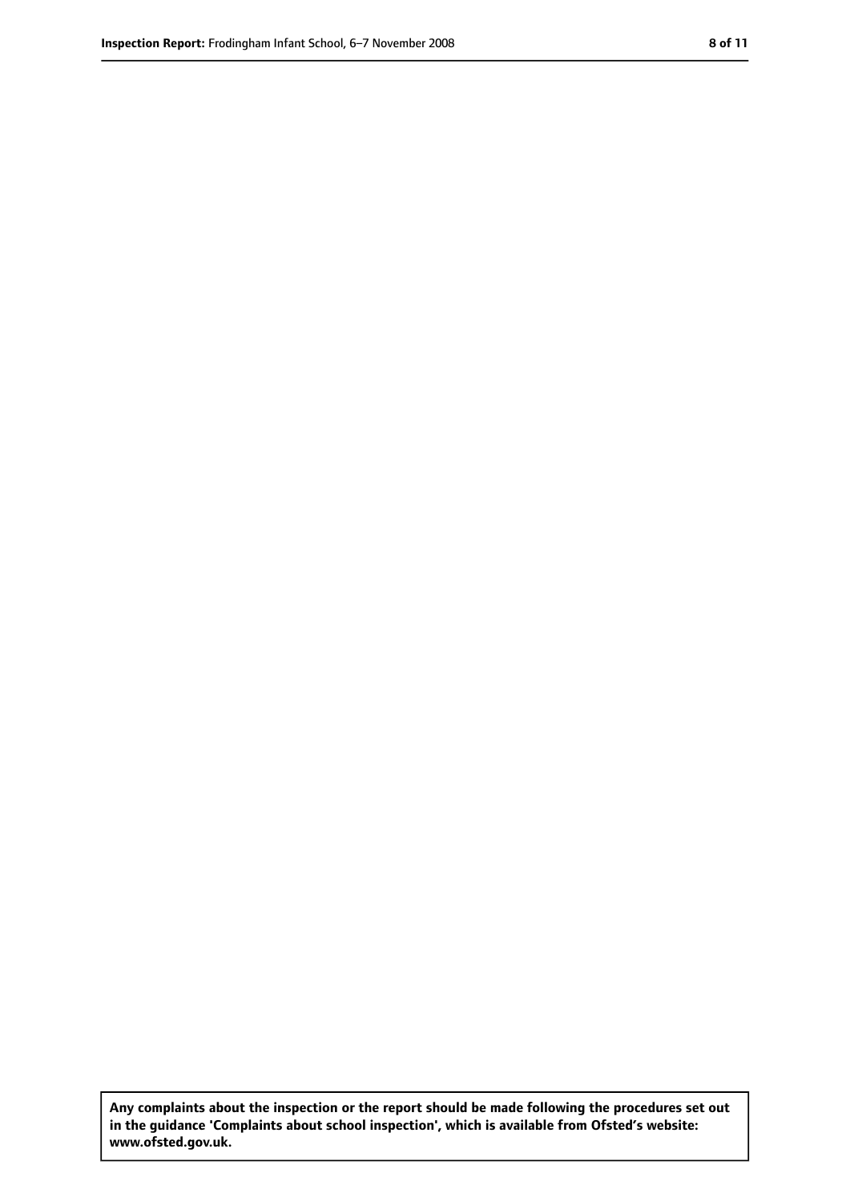**Any complaints about the inspection or the report should be made following the procedures set out in the guidance 'Complaints about school inspection', which is available from Ofsted's website: www.ofsted.gov.uk.**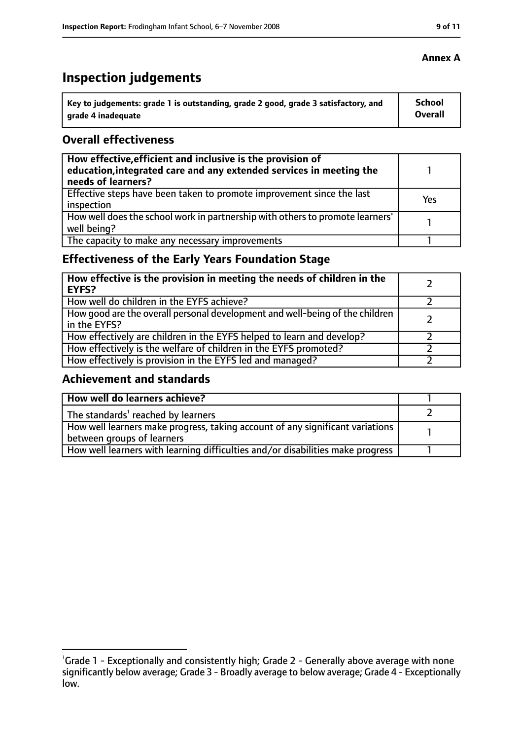**Annex A**

# Inspection judgements

| Key to judgements: grade 1 is outstanding, grade 2 good, grade 3 satisfactory, and grade 4 inadequate | School Overall |
|---|---|

## Overall effectiveness

| | |
|---|---|
| **How effective, efficient and inclusive is the provision of education, integrated care and any extended services in meeting the needs of learners?** | 1 |
| Effective steps have been taken to promote improvement since the last inspection | Yes |
| How well does the school work in partnership with others to promote learners' well being? | 1 |
| The capacity to make any necessary improvements | 1 |

## Effectiveness of the Early Years Foundation Stage

| | |
|---|---|
| **How effective is the provision in meeting the needs of children in the EYFS?** | 2 |
| How well do children in the EYFS achieve? | 2 |
| How good are the overall personal development and well-being of the children in the EYFS? | 2 |
| How effectively are children in the EYFS helped to learn and develop? | 2 |
| How effectively is the welfare of children in the EYFS promoted? | 2 |
| How effectively is provision in the EYFS led and managed? | 2 |

## Achievement and standards

| | |
|---|---|
| **How well do learners achieve?** | 1 |
| The standards[1] reached by learners | 2 |
| How well learners make progress, taking account of any significant variations between groups of learners | 1 |
| How well learners with learning difficulties and/or disabilities make progress | 1 |

[1]Grade 1 - Exceptionally and consistently high; Grade 2 - Generally above average with none significantly below average; Grade 3 - Broadly average to below average; Grade 4 - Exceptionally low.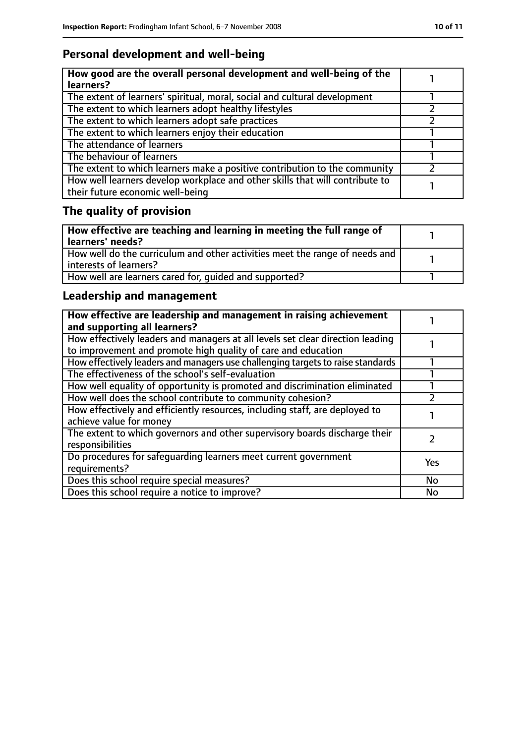## Personal development and well-being

| How good are the overall personal development and well-being of the learners? | 1 |
|---|---|
| The extent of learners' spiritual, moral, social and cultural development | 1 |
| The extent to which learners adopt healthy lifestyles | 2 |
| The extent to which learners adopt safe practices | 2 |
| The extent to which learners enjoy their education | 1 |
| The attendance of learners | 1 |
| The behaviour of learners | 1 |
| The extent to which learners make a positive contribution to the community | 2 |
| How well learners develop workplace and other skills that will contribute to their future economic well-being | 1 |

## The quality of provision

| How effective are teaching and learning in meeting the full range of learners' needs? | 1 |
|---|---|
| How well do the curriculum and other activities meet the range of needs and interests of learners? | 1 |
| How well are learners cared for, guided and supported? | 1 |

## Leadership and management

| How effective are leadership and management in raising achievement and supporting all learners? | 1 |
|---|---|
| How effectively leaders and managers at all levels set clear direction leading to improvement and promote high quality of care and education | 1 |
| How effectively leaders and managers use challenging targets to raise standards | 1 |
| The effectiveness of the school's self-evaluation | 1 |
| How well equality of opportunity is promoted and discrimination eliminated | 1 |
| How well does the school contribute to community cohesion? | 2 |
| How effectively and efficiently resources, including staff, are deployed to achieve value for money | 1 |
| The extent to which governors and other supervisory boards discharge their responsibilities | 2 |
| Do procedures for safeguarding learners meet current government requirements? | Yes |
| Does this school require special measures? | No |
| Does this school require a notice to improve? | No |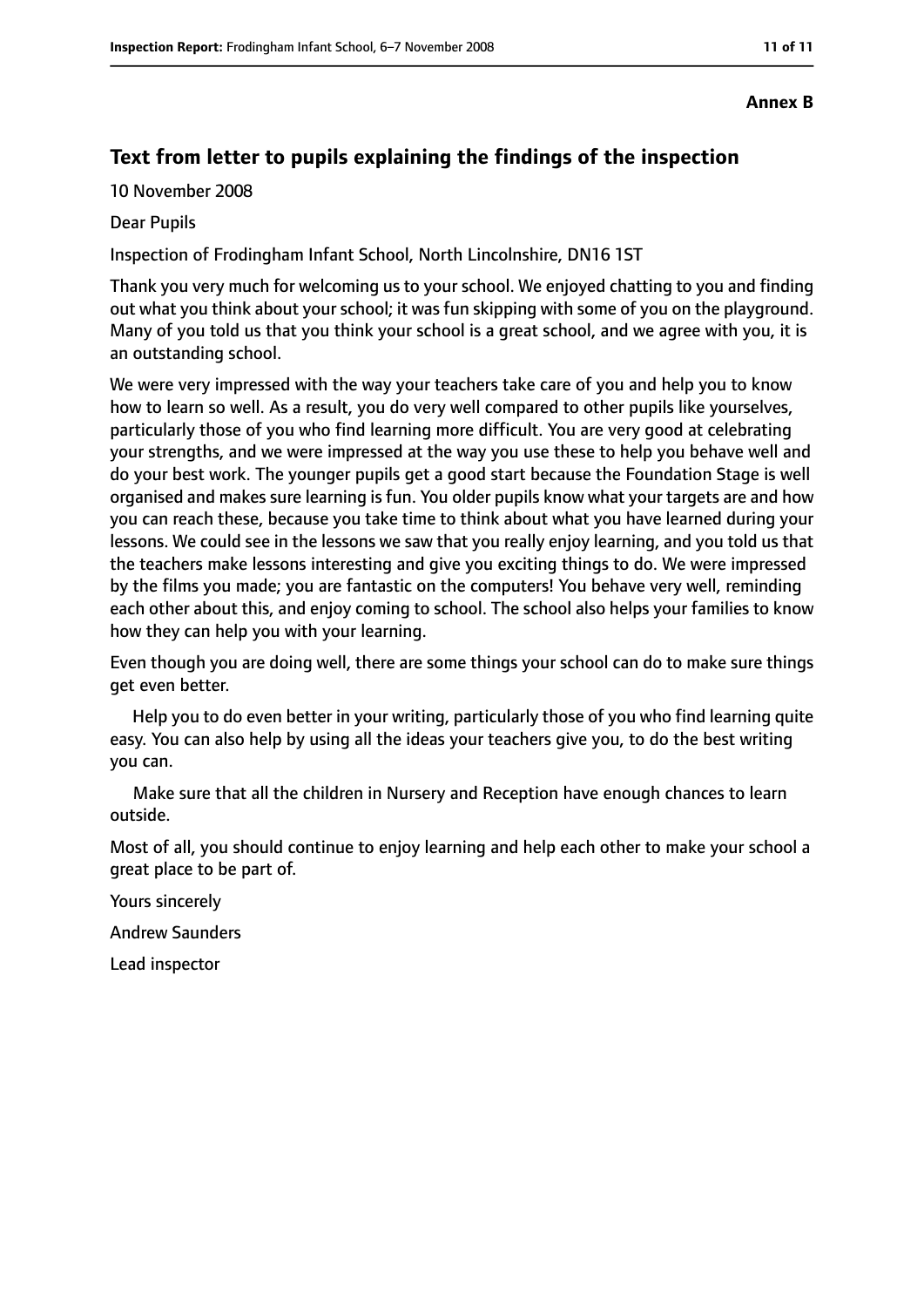**Annex B**

## Text from letter to pupils explaining the findings of the inspection

10 November 2008

Dear Pupils

Inspection of Frodingham Infant School, North Lincolnshire, DN16 1ST

Thank you very much for welcoming us to your school. We enjoyed chatting to you and finding out what you think about your school; it was fun skipping with some of you on the playground. Many of you told us that you think your school is a great school, and we agree with you, it is an outstanding school.

We were very impressed with the way your teachers take care of you and help you to know how to learn so well. As a result, you do very well compared to other pupils like yourselves, particularly those of you who find learning more difficult. You are very good at celebrating your strengths, and we were impressed at the way you use these to help you behave well and do your best work. The younger pupils get a good start because the Foundation Stage is well organised and makes sure learning is fun. You older pupils know what your targets are and how you can reach these, because you take time to think about what you have learned during your lessons. We could see in the lessons we saw that you really enjoy learning, and you told us that the teachers make lessons interesting and give you exciting things to do. We were impressed by the films you made; you are fantastic on the computers! You behave very well, reminding each other about this, and enjoy coming to school. The school also helps your families to know how they can help you with your learning.

Even though you are doing well, there are some things your school can do to make sure things get even better.

- Help you to do even better in your writing, particularly those of you who find learning quite easy. You can also help by using all the ideas your teachers give you, to do the best writing you can.
- Make sure that all the children in Nursery and Reception have enough chances to learn outside.

Most of all, you should continue to enjoy learning and help each other to make your school a great place to be part of.

Yours sincerely

Andrew Saunders

Lead inspector